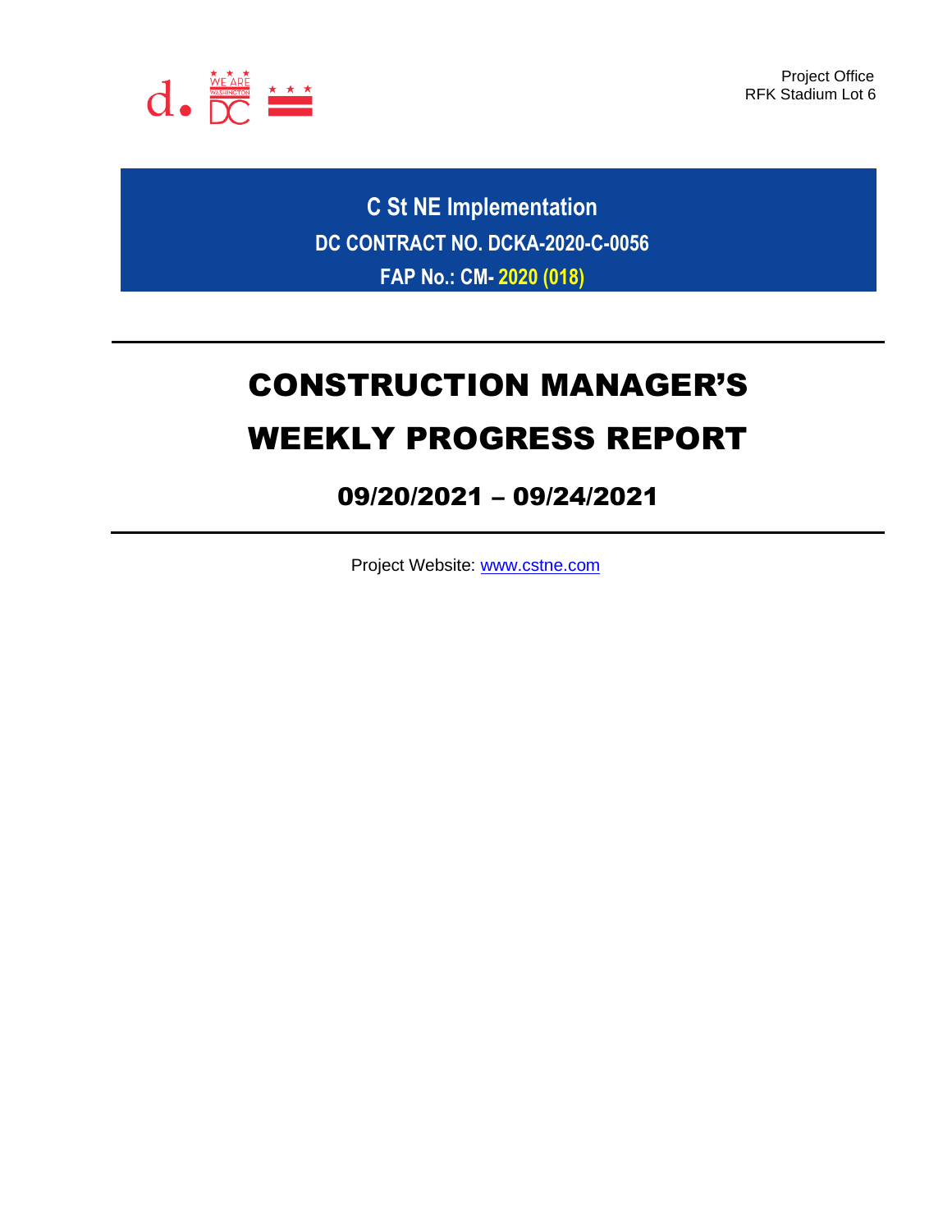Project Office
RFK Stadium Lot 6

# C St NE Implementation

**DC CONTRACT NO. DCKA-2020-C-0056**

**FAP No.: CM- 2020 (018)**

# CONSTRUCTION MANAGER'S WEEKLY PROGRESS REPORT

## 09/20/2021 – 09/24/2021

Project Website: www.cstne.com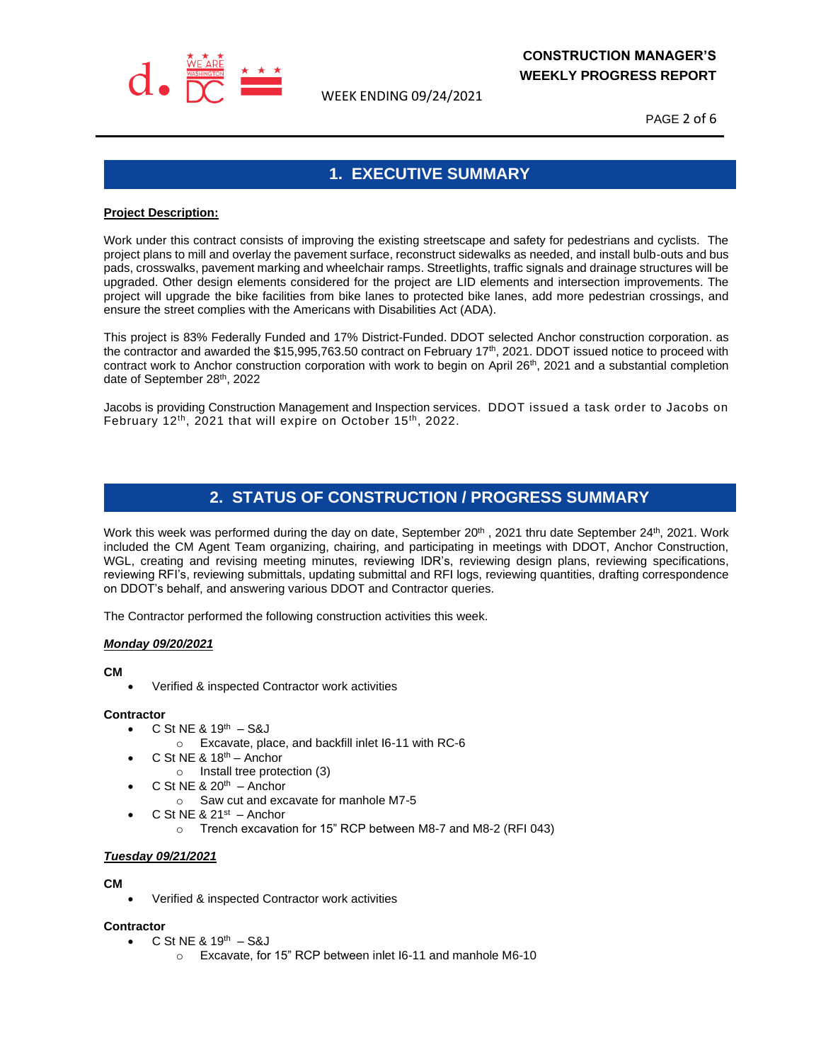## 1. EXECUTIVE SUMMARY

**Project Description:**

Work under this contract consists of improving the existing streetscape and safety for pedestrians and cyclists. The project plans to mill and overlay the pavement surface, reconstruct sidewalks as needed, and install bulb-outs and bus pads, crosswalks, pavement marking and wheelchair ramps. Streetlights, traffic signals and drainage structures will be upgraded. Other design elements considered for the project are LID elements and intersection improvements. The project will upgrade the bike facilities from bike lanes to protected bike lanes, add more pedestrian crossings, and ensure the street complies with the Americans with Disabilities Act (ADA).

This project is 83% Federally Funded and 17% District-Funded. DDOT selected Anchor construction corporation. as the contractor and awarded the $15,995,763.50 contract on February 17th, 2021. DDOT issued notice to proceed with contract work to Anchor construction corporation with work to begin on April 26th, 2021 and a substantial completion date of September 28th, 2022

Jacobs is providing Construction Management and Inspection services. DDOT issued a task order to Jacobs on February 12th, 2021 that will expire on October 15th, 2022.

## 2. STATUS OF CONSTRUCTION / PROGRESS SUMMARY

Work this week was performed during the day on date, September 20th , 2021 thru date September 24th, 2021. Work included the CM Agent Team organizing, chairing, and participating in meetings with DDOT, Anchor Construction, WGL, creating and revising meeting minutes, reviewing IDR's, reviewing design plans, reviewing specifications, reviewing RFI's, reviewing submittals, updating submittal and RFI logs, reviewing quantities, drafting correspondence on DDOT's behalf, and answering various DDOT and Contractor queries.

The Contractor performed the following construction activities this week.

***Monday 09/20/2021***

**CM**

- Verified & inspected Contractor work activities

**Contractor**

- C St NE & 19th – S&J
  - Excavate, place, and backfill inlet I6-11 with RC-6
- C St NE & 18th – Anchor
  - Install tree protection (3)
- C St NE & 20th – Anchor
  - Saw cut and excavate for manhole M7-5
- C St NE & 21st – Anchor
  - Trench excavation for 15" RCP between M8-7 and M8-2 (RFI 043)

***Tuesday 09/21/2021***

**CM**

- Verified & inspected Contractor work activities

**Contractor**

- C St NE & 19th – S&J
  - Excavate, for 15" RCP between inlet I6-11 and manhole M6-10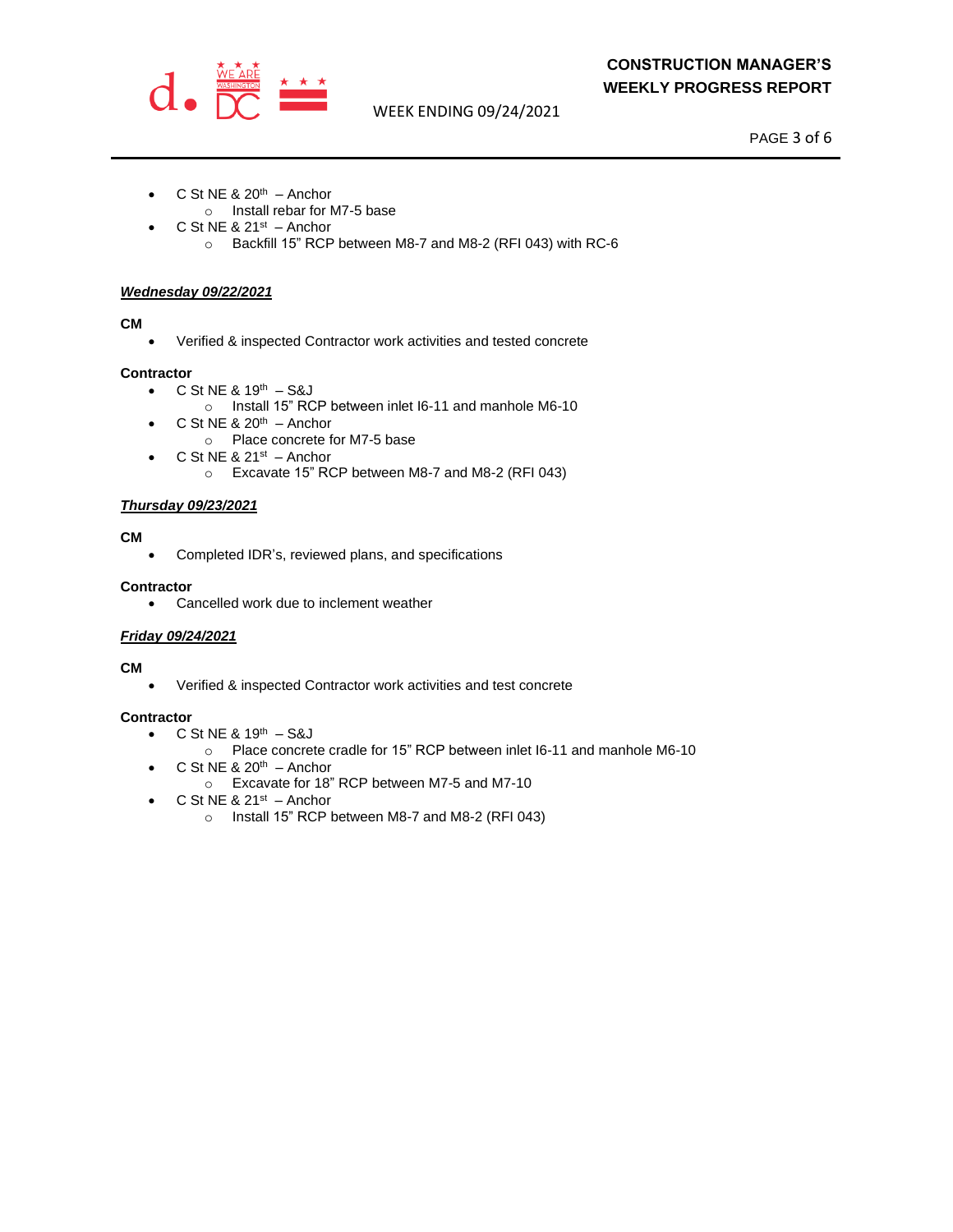- C St NE & 20th – Anchor
  - Install rebar for M7-5 base
- C St NE & 21st – Anchor
  - Backfill 15" RCP between M8-7 and M8-2 (RFI 043) with RC-6

***Wednesday 09/22/2021***

**CM**

- Verified & inspected Contractor work activities and tested concrete

**Contractor**

- C St NE & 19th – S&J
  - Install 15" RCP between inlet I6-11 and manhole M6-10
- C St NE & 20th – Anchor
  - Place concrete for M7-5 base
- C St NE & 21st – Anchor
  - Excavate 15" RCP between M8-7 and M8-2 (RFI 043)

***Thursday 09/23/2021***

**CM**

- Completed IDR's, reviewed plans, and specifications

**Contractor**

- Cancelled work due to inclement weather

***Friday 09/24/2021***

**CM**

- Verified & inspected Contractor work activities and test concrete

**Contractor**

- C St NE & 19th – S&J
  - Place concrete cradle for 15" RCP between inlet I6-11 and manhole M6-10
- C St NE & 20th – Anchor
  - Excavate for 18" RCP between M7-5 and M7-10
- C St NE & 21st – Anchor
  - Install 15" RCP between M8-7 and M8-2 (RFI 043)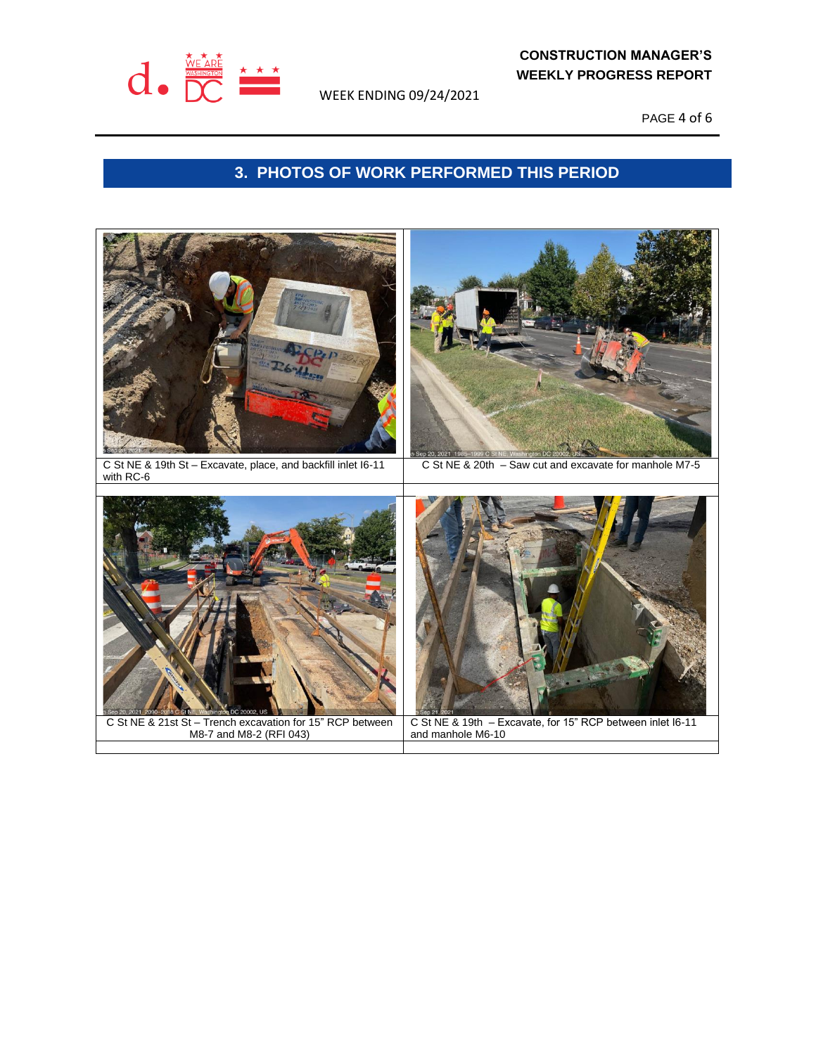## 3. PHOTOS OF WORK PERFORMED THIS PERIOD

| | |
|---|---|
| C St NE & 19th St – Excavate, place, and backfill inlet I6-11 with RC-6 | C St NE & 20th – Saw cut and excavate for manhole M7-5 |
| C St NE & 21st St – Trench excavation for 15" RCP between M8-7 and M8-2 (RFI 043) | C St NE & 19th – Excavate, for 15" RCP between inlet I6-11 and manhole M6-10 |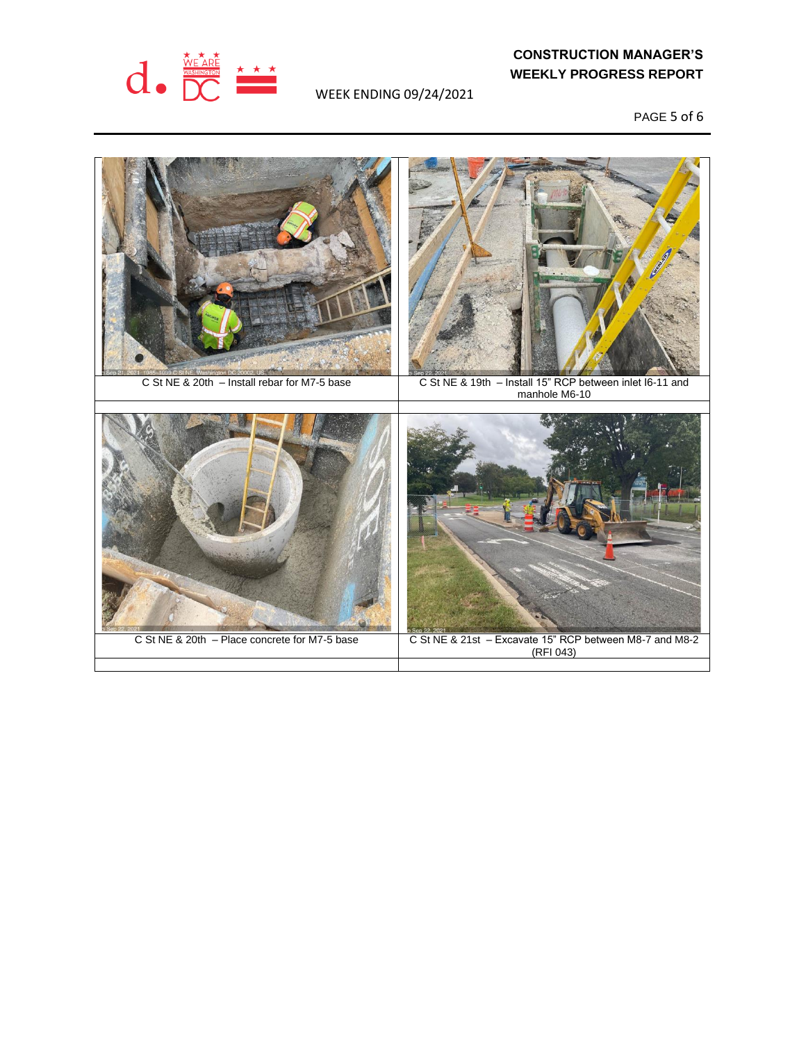| C St NE & 20th – Install rebar for M7-5 base | C St NE & 19th – Install 15" RCP between inlet I6-11 and manhole M6-10 |
|---|---|
| C St NE & 20th – Place concrete for M7-5 base | C St NE & 21st – Excavate 15" RCP between M8-7 and M8-2 (RFI 043) |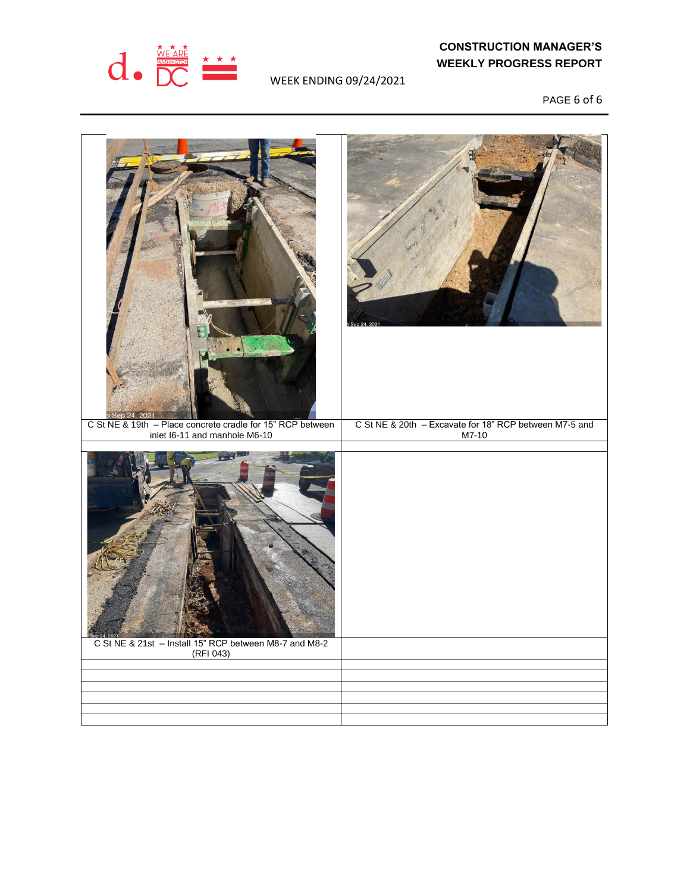| | |
|---|---|
| C St NE & 19th – Place concrete cradle for 15" RCP between inlet I6-11 and manhole M6-10 | C St NE & 20th – Excavate for 18" RCP between M7-5 and M7-10 |
| C St NE & 21st – Install 15" RCP between M8-7 and M8-2 (RFI 043) | |